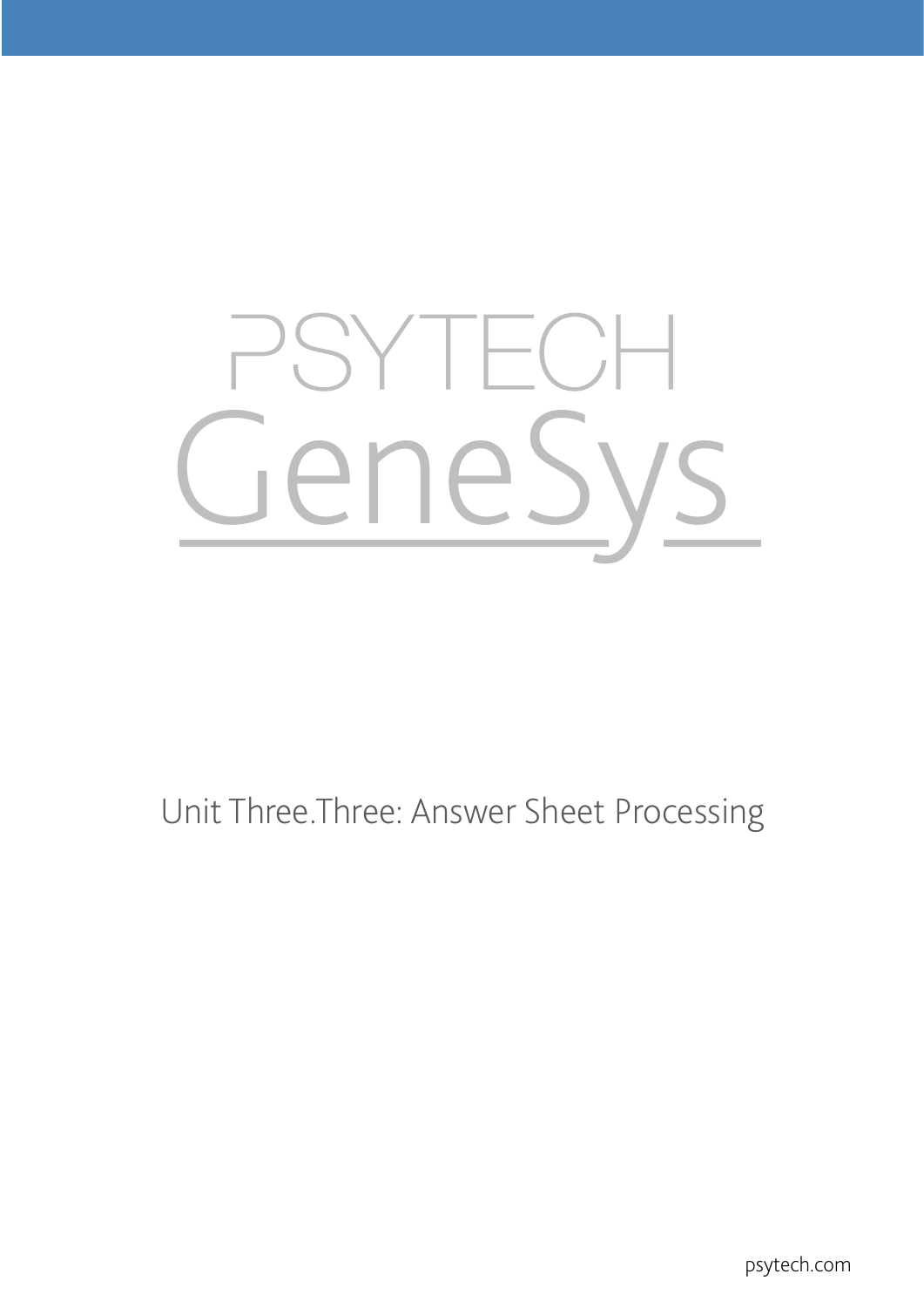# PSYTECH GeneSys

## Unit Three.Three: Answer Sheet Processing

psytech.com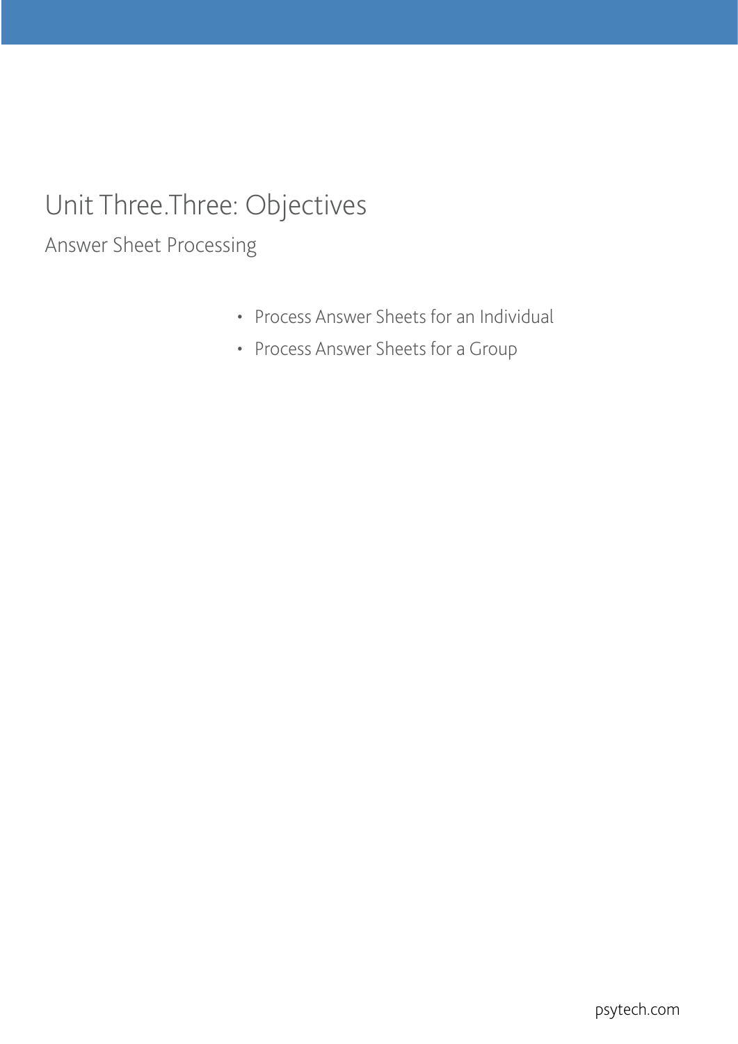# Unit Three.Three: Objectives

## Answer Sheet Processing

- Process Answer Sheets for an Individual
- Process Answer Sheets for a Group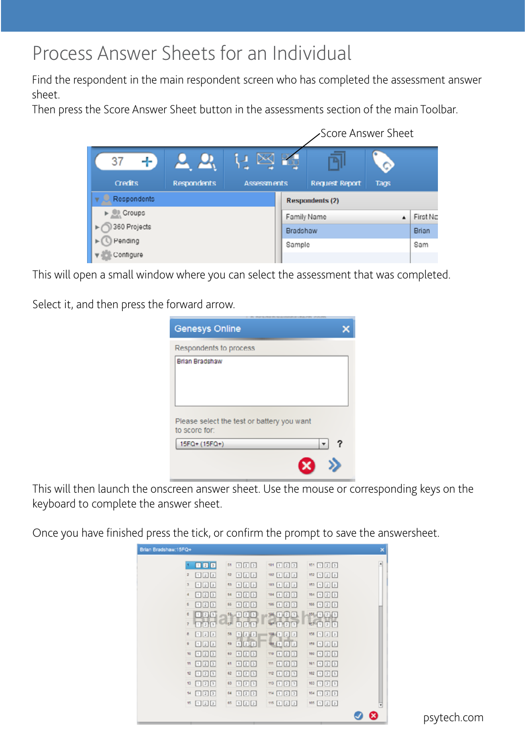# Process Answer Sheets for an Individual

Find the respondent in the main respondent screen who has completed the assessment answer sheet.
Then press the Score Answer Sheet button in the assessments section of the main Toolbar.

This will open a small window where you can select the assessment that was completed.

Select it, and then press the forward arrow.

This will then launch the onscreen answer sheet. Use the mouse or corresponding keys on the keyboard to complete the answer sheet.

Once you have finished press the tick, or confirm the prompt to save the answersheet.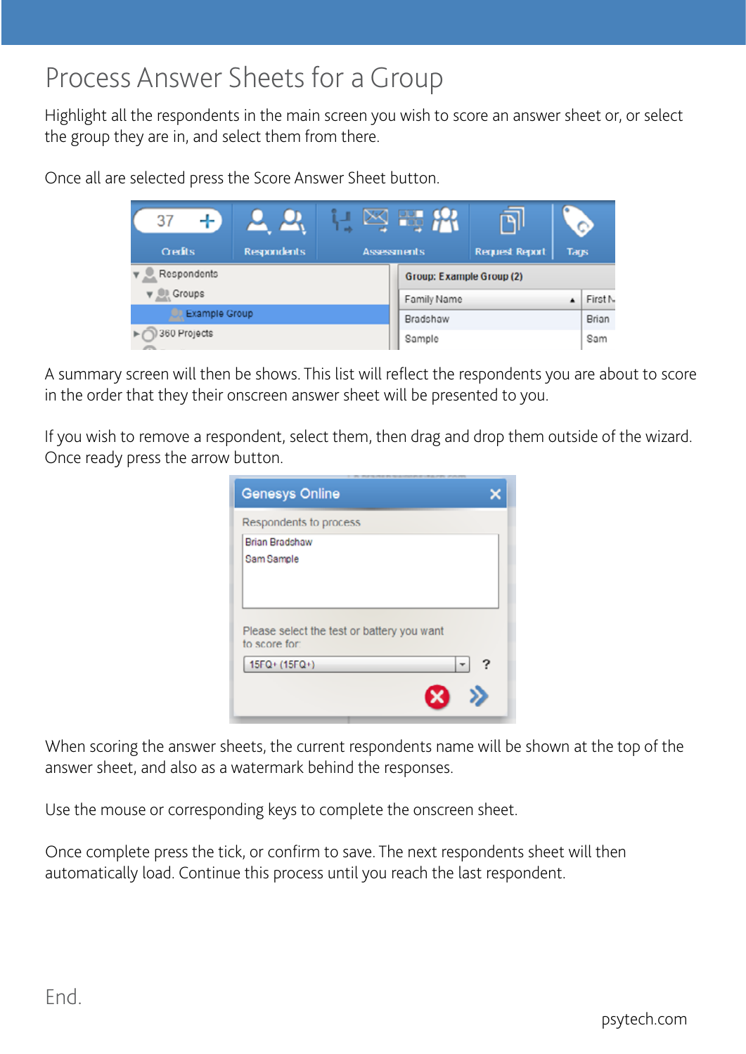# Process Answer Sheets for a Group

Highlight all the respondents in the main screen you wish to score an answer sheet or, or select the group they are in, and select them from there.

Once all are selected press the Score Answer Sheet button.

A summary screen will then be shows. This list will reflect the respondents you are about to score in the order that they their onscreen answer sheet will be presented to you.

If you wish to remove a respondent, select them, then drag and drop them outside of the wizard. Once ready press the arrow button.

When scoring the answer sheets, the current respondents name will be shown at the top of the answer sheet, and also as a watermark behind the responses.

Use the mouse or corresponding keys to complete the onscreen sheet.

Once complete press the tick, or confirm to save. The next respondents sheet will then automatically load. Continue this process until you reach the last respondent.

End.

psytech.com